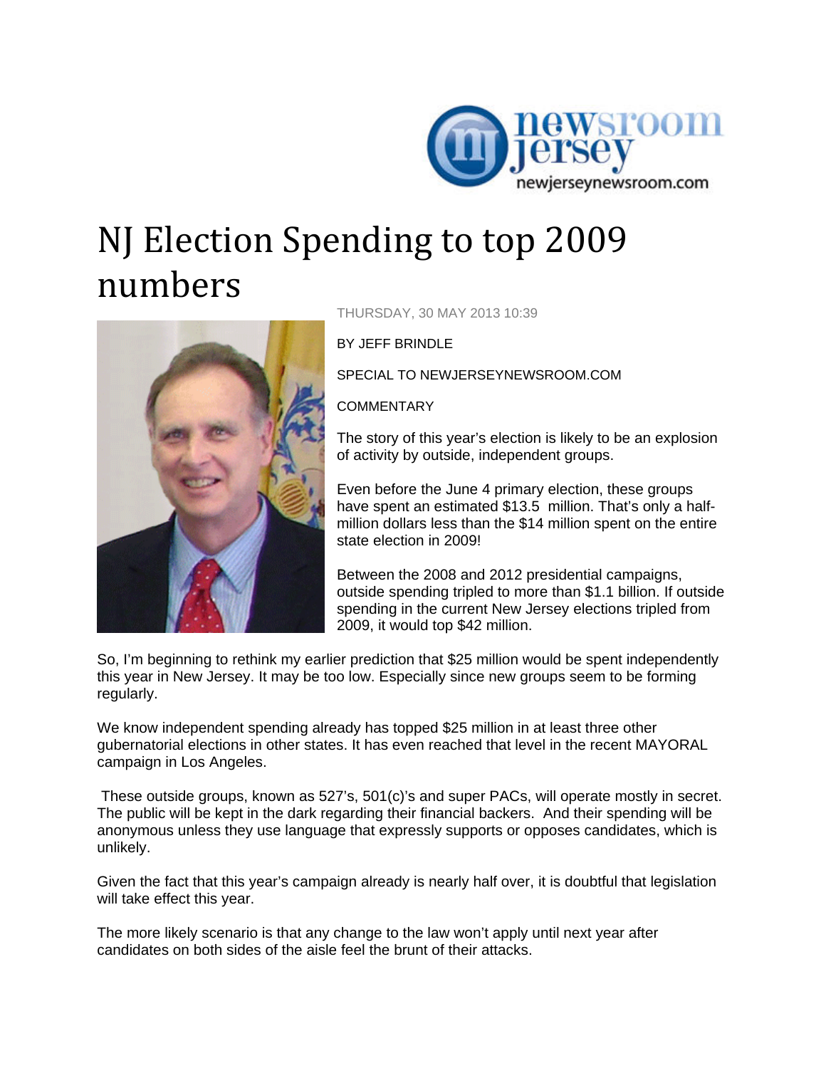newsroom jersey
newjerseynewsroom.com

# NJ Election Spending to top 2009 numbers

THURSDAY, 30 MAY 2013 10:39

BY JEFF BRINDLE

SPECIAL TO NEWJERSEYNEWSROOM.COM

COMMENTARY

The story of this year's election is likely to be an explosion of activity by outside, independent groups.

Even before the June 4 primary election, these groups have spent an estimated $13.5 million. That's only a half-million dollars less than the $14 million spent on the entire state election in 2009!

Between the 2008 and 2012 presidential campaigns, outside spending tripled to more than $1.1 billion. If outside spending in the current New Jersey elections tripled from 2009, it would top $42 million.

So, I'm beginning to rethink my earlier prediction that $25 million would be spent independently this year in New Jersey. It may be too low. Especially since new groups seem to be forming regularly.

We know independent spending already has topped $25 million in at least three other gubernatorial elections in other states. It has even reached that level in the recent MAYORAL campaign in Los Angeles.

These outside groups, known as 527's, 501(c)'s and super PACs, will operate mostly in secret. The public will be kept in the dark regarding their financial backers. And their spending will be anonymous unless they use language that expressly supports or opposes candidates, which is unlikely.

Given the fact that this year's campaign already is nearly half over, it is doubtful that legislation will take effect this year.

The more likely scenario is that any change to the law won't apply until next year after candidates on both sides of the aisle feel the brunt of their attacks.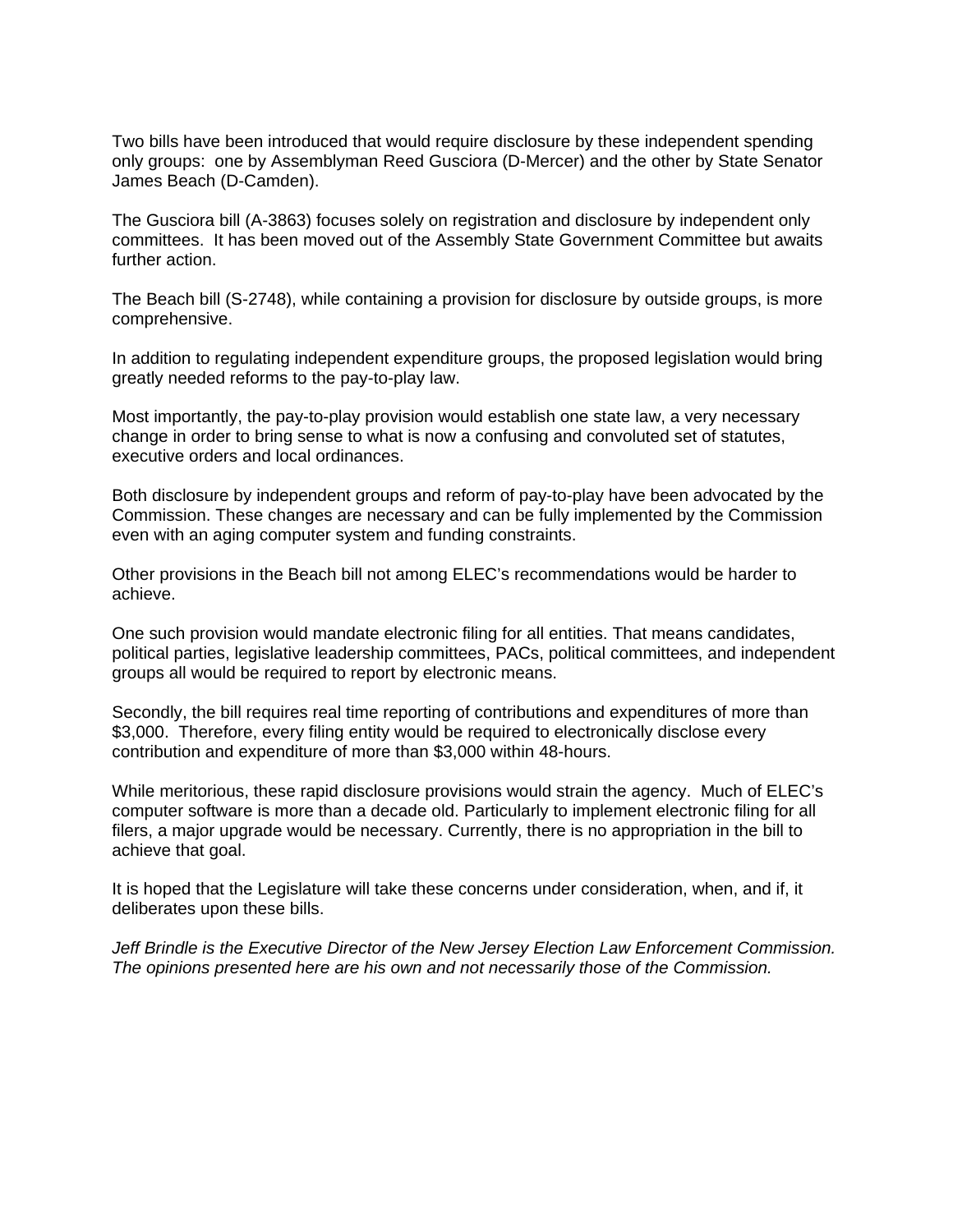Two bills have been introduced that would require disclosure by these independent spending only groups: one by Assemblyman Reed Gusciora (D-Mercer) and the other by State Senator James Beach (D-Camden).

The Gusciora bill (A-3863) focuses solely on registration and disclosure by independent only committees. It has been moved out of the Assembly State Government Committee but awaits further action.

The Beach bill (S-2748), while containing a provision for disclosure by outside groups, is more comprehensive.

In addition to regulating independent expenditure groups, the proposed legislation would bring greatly needed reforms to the pay-to-play law.

Most importantly, the pay-to-play provision would establish one state law, a very necessary change in order to bring sense to what is now a confusing and convoluted set of statutes, executive orders and local ordinances.

Both disclosure by independent groups and reform of pay-to-play have been advocated by the Commission. These changes are necessary and can be fully implemented by the Commission even with an aging computer system and funding constraints.

Other provisions in the Beach bill not among ELEC's recommendations would be harder to achieve.

One such provision would mandate electronic filing for all entities. That means candidates, political parties, legislative leadership committees, PACs, political committees, and independent groups all would be required to report by electronic means.

Secondly, the bill requires real time reporting of contributions and expenditures of more than $3,000. Therefore, every filing entity would be required to electronically disclose every contribution and expenditure of more than $3,000 within 48-hours.

While meritorious, these rapid disclosure provisions would strain the agency. Much of ELEC's computer software is more than a decade old. Particularly to implement electronic filing for all filers, a major upgrade would be necessary. Currently, there is no appropriation in the bill to achieve that goal.

It is hoped that the Legislature will take these concerns under consideration, when, and if, it deliberates upon these bills.

*Jeff Brindle is the Executive Director of the New Jersey Election Law Enforcement Commission. The opinions presented here are his own and not necessarily those of the Commission.*